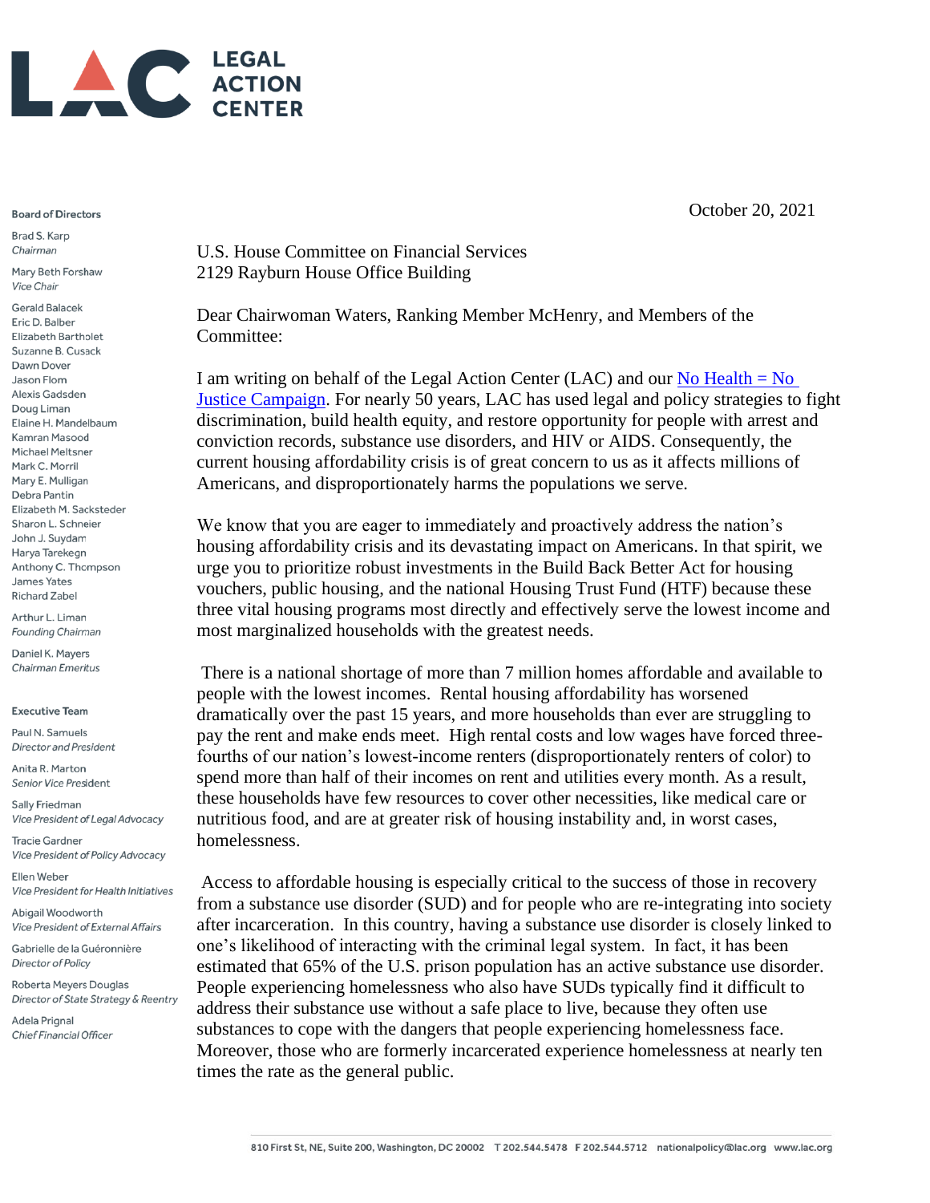LEGAL ACTION CENTER

**Board of Directors**

Brad S. Karp
*Chairman*

Mary Beth Forshaw
*Vice Chair*

Gerald Balacek
Eric D. Balber
Elizabeth Bartholet
Suzanne B. Cusack
Dawn Dover
Jason Flom
Alexis Gadsden
Doug Liman
Elaine H. Mandelbaum
Kamran Masood
Michael Meltsner
Mark C. Morril
Mary E. Mulligan
Debra Pantin
Elizabeth M. Sacksteder
Sharon L. Schneier
John J. Suydam
Harya Tarekegn
Anthony C. Thompson
James Yates
Richard Zabel

Arthur L. Liman
*Founding Chairman*

Daniel K. Mayers
*Chairman Emeritus*

**Executive Team**

Paul N. Samuels
*Director and President*

Anita R. Marton
*Senior Vice President*

Sally Friedman
*Vice President of Legal Advocacy*

Tracie Gardner
*Vice President of Policy Advocacy*

Ellen Weber
*Vice President for Health Initiatives*

Abigail Woodworth
*Vice President of External Affairs*

Gabrielle de la Guéronnière
*Director of Policy*

Roberta Meyers Douglas
*Director of State Strategy & Reentry*

Adela Prignal
*Chief Financial Officer*

October 20, 2021

U.S. House Committee on Financial Services
2129 Rayburn House Office Building

Dear Chairwoman Waters, Ranking Member McHenry, and Members of the Committee:

I am writing on behalf of the Legal Action Center (LAC) and our [No Health = No Justice Campaign](). For nearly 50 years, LAC has used legal and policy strategies to fight discrimination, build health equity, and restore opportunity for people with arrest and conviction records, substance use disorders, and HIV or AIDS. Consequently, the current housing affordability crisis is of great concern to us as it affects millions of Americans, and disproportionately harms the populations we serve.

We know that you are eager to immediately and proactively address the nation's housing affordability crisis and its devastating impact on Americans. In that spirit, we urge you to prioritize robust investments in the Build Back Better Act for housing vouchers, public housing, and the national Housing Trust Fund (HTF) because these three vital housing programs most directly and effectively serve the lowest income and most marginalized households with the greatest needs.

There is a national shortage of more than 7 million homes affordable and available to people with the lowest incomes. Rental housing affordability has worsened dramatically over the past 15 years, and more households than ever are struggling to pay the rent and make ends meet. High rental costs and low wages have forced three-fourths of our nation's lowest-income renters (disproportionately renters of color) to spend more than half of their incomes on rent and utilities every month. As a result, these households have few resources to cover other necessities, like medical care or nutritious food, and are at greater risk of housing instability and, in worst cases, homelessness.

Access to affordable housing is especially critical to the success of those in recovery from a substance use disorder (SUD) and for people who are re-integrating into society after incarceration. In this country, having a substance use disorder is closely linked to one's likelihood of interacting with the criminal legal system. In fact, it has been estimated that 65% of the U.S. prison population has an active substance use disorder. People experiencing homelessness who also have SUDs typically find it difficult to address their substance use without a safe place to live, because they often use substances to cope with the dangers that people experiencing homelessness face. Moreover, those who are formerly incarcerated experience homelessness at nearly ten times the rate as the general public.

810 First St, NE, Suite 200, Washington, DC 20002 T 202.544.5478 F 202.544.5712 nationalpolicy@lac.org www.lac.org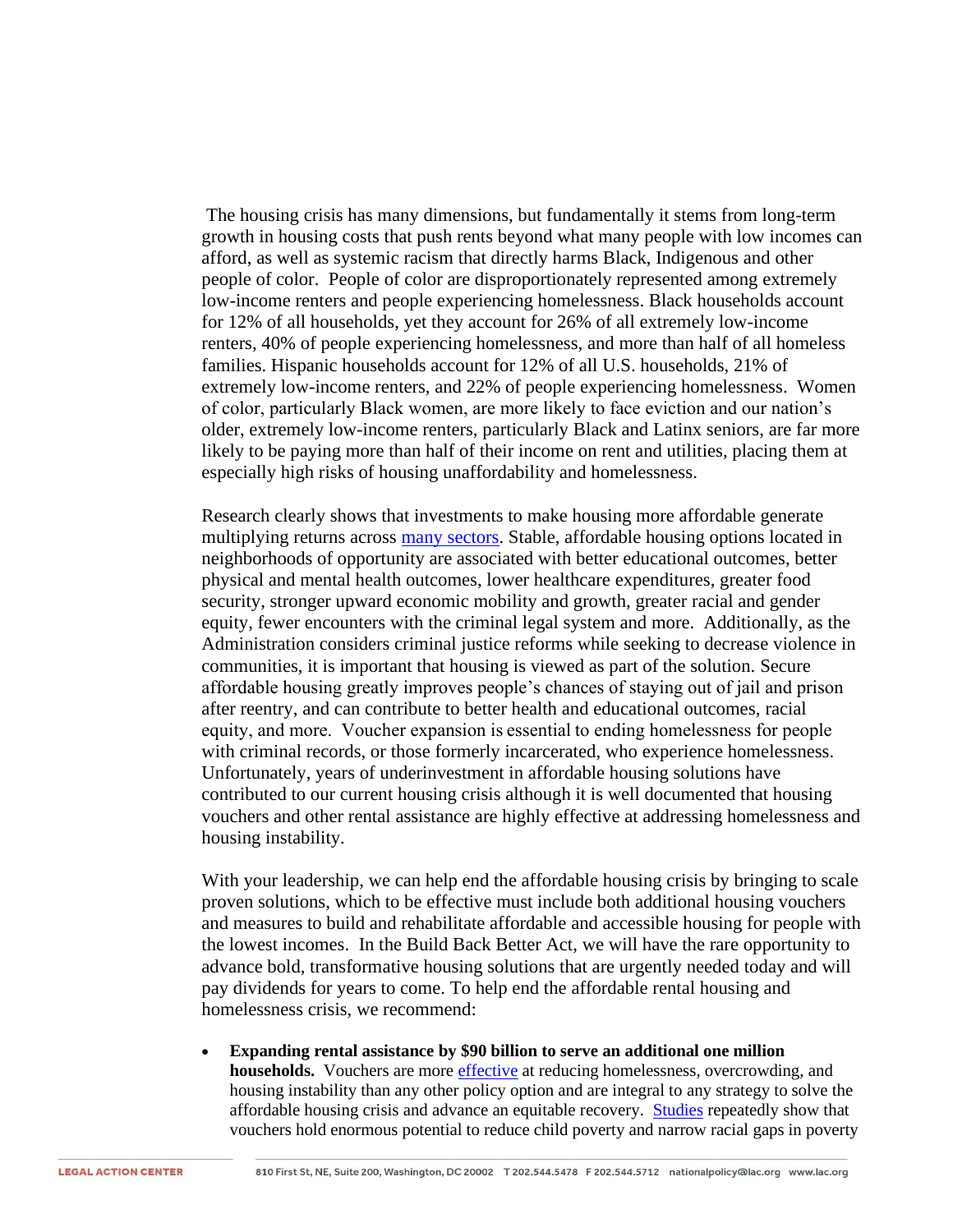The housing crisis has many dimensions, but fundamentally it stems from long-term growth in housing costs that push rents beyond what many people with low incomes can afford, as well as systemic racism that directly harms Black, Indigenous and other people of color. People of color are disproportionately represented among extremely low-income renters and people experiencing homelessness. Black households account for 12% of all households, yet they account for 26% of all extremely low-income renters, 40% of people experiencing homelessness, and more than half of all homeless families. Hispanic households account for 12% of all U.S. households, 21% of extremely low-income renters, and 22% of people experiencing homelessness. Women of color, particularly Black women, are more likely to face eviction and our nation's older, extremely low-income renters, particularly Black and Latinx seniors, are far more likely to be paying more than half of their income on rent and utilities, placing them at especially high risks of housing unaffordability and homelessness.

Research clearly shows that investments to make housing more affordable generate multiplying returns across many sectors. Stable, affordable housing options located in neighborhoods of opportunity are associated with better educational outcomes, better physical and mental health outcomes, lower healthcare expenditures, greater food security, stronger upward economic mobility and growth, greater racial and gender equity, fewer encounters with the criminal legal system and more. Additionally, as the Administration considers criminal justice reforms while seeking to decrease violence in communities, it is important that housing is viewed as part of the solution. Secure affordable housing greatly improves people's chances of staying out of jail and prison after reentry, and can contribute to better health and educational outcomes, racial equity, and more. Voucher expansion is essential to ending homelessness for people with criminal records, or those formerly incarcerated, who experience homelessness. Unfortunately, years of underinvestment in affordable housing solutions have contributed to our current housing crisis although it is well documented that housing vouchers and other rental assistance are highly effective at addressing homelessness and housing instability.

With your leadership, we can help end the affordable housing crisis by bringing to scale proven solutions, which to be effective must include both additional housing vouchers and measures to build and rehabilitate affordable and accessible housing for people with the lowest incomes. In the Build Back Better Act, we will have the rare opportunity to advance bold, transformative housing solutions that are urgently needed today and will pay dividends for years to come. To help end the affordable rental housing and homelessness crisis, we recommend:

- **Expanding rental assistance by $90 billion to serve an additional one million households.** Vouchers are more effective at reducing homelessness, overcrowding, and housing instability than any other policy option and are integral to any strategy to solve the affordable housing crisis and advance an equitable recovery. Studies repeatedly show that vouchers hold enormous potential to reduce child poverty and narrow racial gaps in poverty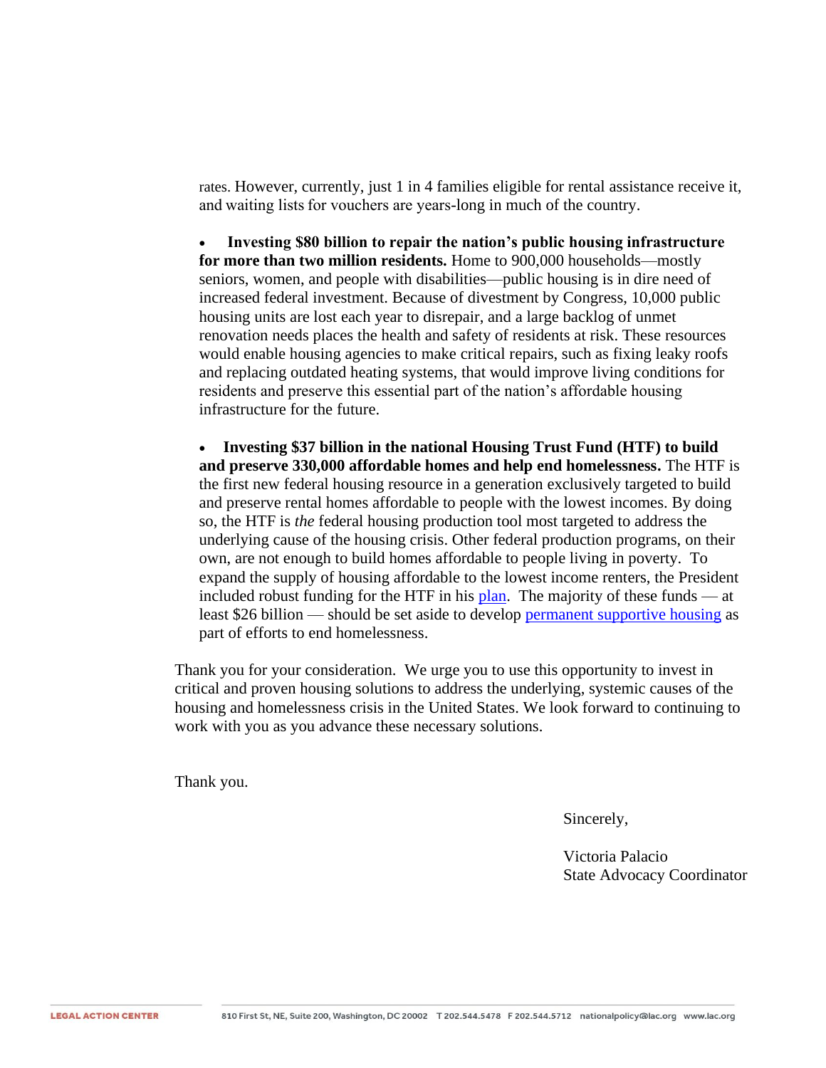rates. However, currently, just 1 in 4 families eligible for rental assistance receive it, and waiting lists for vouchers are years-long in much of the country.

- **Investing $80 billion to repair the nation's public housing infrastructure for more than two million residents.** Home to 900,000 households—mostly seniors, women, and people with disabilities—public housing is in dire need of increased federal investment. Because of divestment by Congress, 10,000 public housing units are lost each year to disrepair, and a large backlog of unmet renovation needs places the health and safety of residents at risk. These resources would enable housing agencies to make critical repairs, such as fixing leaky roofs and replacing outdated heating systems, that would improve living conditions for residents and preserve this essential part of the nation's affordable housing infrastructure for the future.

- **Investing $37 billion in the national Housing Trust Fund (HTF) to build and preserve 330,000 affordable homes and help end homelessness.** The HTF is the first new federal housing resource in a generation exclusively targeted to build and preserve rental homes affordable to people with the lowest incomes. By doing so, the HTF is *the* federal housing production tool most targeted to address the underlying cause of the housing crisis. Other federal production programs, on their own, are not enough to build homes affordable to people living in poverty. To expand the supply of housing affordable to the lowest income renters, the President included robust funding for the HTF in his plan. The majority of these funds — at least $26 billion — should be set aside to develop permanent supportive housing as part of efforts to end homelessness.

Thank you for your consideration. We urge you to use this opportunity to invest in critical and proven housing solutions to address the underlying, systemic causes of the housing and homelessness crisis in the United States. We look forward to continuing to work with you as you advance these necessary solutions.

Thank you.

Sincerely,

Victoria Palacio
State Advocacy Coordinator